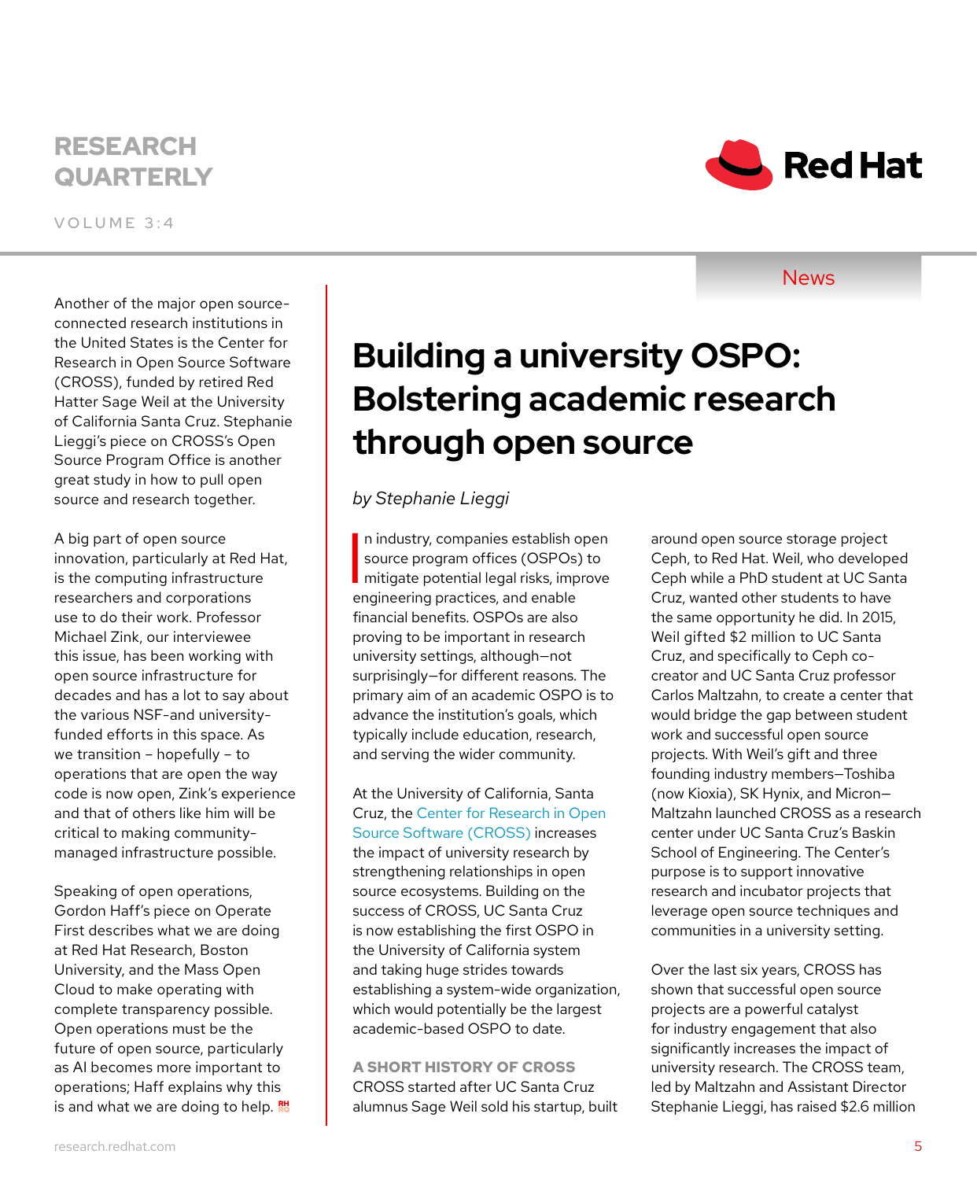Another of the major open source-connected research institutions in the United States is the Center for Research in Open Source Software (CROSS), funded by retired Red Hatter Sage Weil at the University of California Santa Cruz. Stephanie Lieggi's piece on CROSS's Open Source Program Office is another great study in how to pull open source and research together.

A big part of open source innovation, particularly at Red Hat, is the computing infrastructure researchers and corporations use to do their work. Professor Michael Zink, our interviewee this issue, has been working with open source infrastructure for decades and has a lot to say about the various NSF-and university-funded efforts in this space. As we transition – hopefully – to operations that are open the way code is now open, Zink's experience and that of others like him will be critical to making community-managed infrastructure possible.

Speaking of open operations, Gordon Haff's piece on Operate First describes what we are doing at Red Hat Research, Boston University, and the Mass Open Cloud to make operating with complete transparency possible. Open operations must be the future of open source, particularly as AI becomes more important to operations; Haff explains why this is and what we are doing to help.

News

# Building a university OSPO: Bolstering academic research through open source

*by Stephanie Lieggi*

In industry, companies establish open source program offices (OSPOs) to mitigate potential legal risks, improve engineering practices, and enable financial benefits. OSPOs are also proving to be important in research university settings, although—not surprisingly—for different reasons. The primary aim of an academic OSPO is to advance the institution's goals, which typically include education, research, and serving the wider community.

At the University of California, Santa Cruz, the Center for Research in Open Source Software (CROSS) increases the impact of university research by strengthening relationships in open source ecosystems. Building on the success of CROSS, UC Santa Cruz is now establishing the first OSPO in the University of California system and taking huge strides towards establishing a system-wide organization, which would potentially be the largest academic-based OSPO to date.

## A SHORT HISTORY OF CROSS

CROSS started after UC Santa Cruz alumnus Sage Weil sold his startup, built around open source storage project Ceph, to Red Hat. Weil, who developed Ceph while a PhD student at UC Santa Cruz, wanted other students to have the same opportunity he did. In 2015, Weil gifted $2 million to UC Santa Cruz, and specifically to Ceph co-creator and UC Santa Cruz professor Carlos Maltzahn, to create a center that would bridge the gap between student work and successful open source projects. With Weil's gift and three founding industry members—Toshiba (now Kioxia), SK Hynix, and Micron—Maltzahn launched CROSS as a research center under UC Santa Cruz's Baskin School of Engineering. The Center's purpose is to support innovative research and incubator projects that leverage open source techniques and communities in a university setting.

Over the last six years, CROSS has shown that successful open source projects are a powerful catalyst for industry engagement that also significantly increases the impact of university research. The CROSS team, led by Maltzahn and Assistant Director Stephanie Lieggi, has raised $2.6 million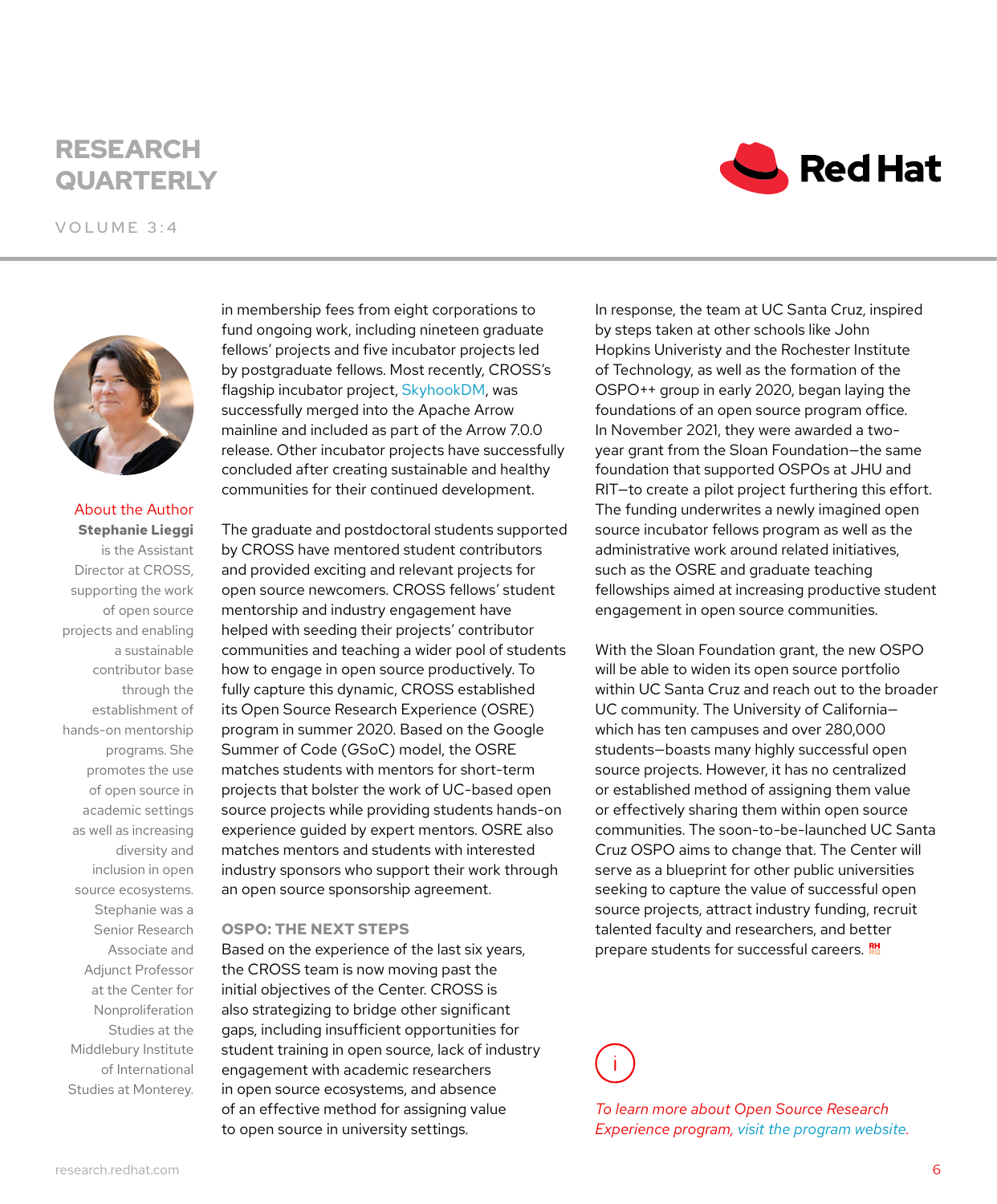in membership fees from eight corporations to fund ongoing work, including nineteen graduate fellows' projects and five incubator projects led by postgraduate fellows. Most recently, CROSS's flagship incubator project, SkyhookDM, was successfully merged into the Apache Arrow mainline and included as part of the Arrow 7.0.0 release. Other incubator projects have successfully concluded after creating sustainable and healthy communities for their continued development.

The graduate and postdoctoral students supported by CROSS have mentored student contributors and provided exciting and relevant projects for open source newcomers. CROSS fellows' student mentorship and industry engagement have helped with seeding their projects' contributor communities and teaching a wider pool of students how to engage in open source productively. To fully capture this dynamic, CROSS established its Open Source Research Experience (OSRE) program in summer 2020. Based on the Google Summer of Code (GSoC) model, the OSRE matches students with mentors for short-term projects that bolster the work of UC-based open source projects while providing students hands-on experience guided by expert mentors. OSRE also matches mentors and students with interested industry sponsors who support their work through an open source sponsorship agreement.

## OSPO: THE NEXT STEPS

Based on the experience of the last six years, the CROSS team is now moving past the initial objectives of the Center. CROSS is also strategizing to bridge other significant gaps, including insufficient opportunities for student training in open source, lack of industry engagement with academic researchers in open source ecosystems, and absence of an effective method for assigning value to open source in university settings.

In response, the team at UC Santa Cruz, inspired by steps taken at other schools like John Hopkins Univeristy and the Rochester Institute of Technology, as well as the formation of the OSPO++ group in early 2020, began laying the foundations of an open source program office. In November 2021, they were awarded a two-year grant from the Sloan Foundation—the same foundation that supported OSPOs at JHU and RIT—to create a pilot project furthering this effort. The funding underwrites a newly imagined open source incubator fellows program as well as the administrative work around related initiatives, such as the OSRE and graduate teaching fellowships aimed at increasing productive student engagement in open source communities.

With the Sloan Foundation grant, the new OSPO will be able to widen its open source portfolio within UC Santa Cruz and reach out to the broader UC community. The University of California—which has ten campuses and over 280,000 students—boasts many highly successful open source projects. However, it has no centralized or established method of assigning them value or effectively sharing them within open source communities. The soon-to-be-launched UC Santa Cruz OSPO aims to change that. The Center will serve as a blueprint for other public universities seeking to capture the value of successful open source projects, attract industry funding, recruit talented faculty and researchers, and better prepare students for successful careers.

*To learn more about Open Source Research Experience program, visit the program website.*

**About the Author**

**Stephanie Lieggi** is the Assistant Director at CROSS, supporting the work of open source projects and enabling a sustainable contributor base through the establishment of hands-on mentorship programs. She promotes the use of open source in academic settings as well as increasing diversity and inclusion in open source ecosystems. Stephanie was a Senior Research Associate and Adjunct Professor at the Center for Nonproliferation Studies at the Middlebury Institute of International Studies at Monterey.